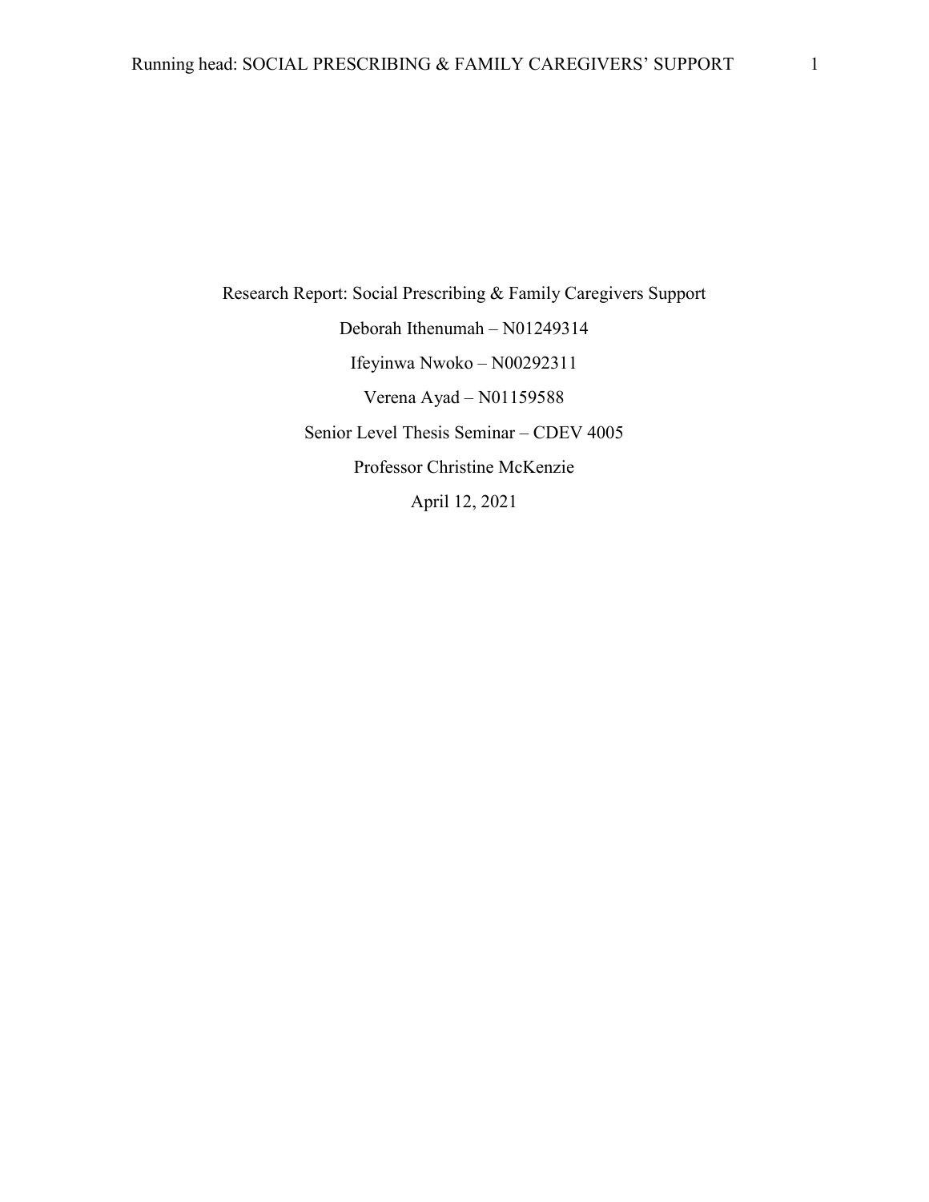Research Report: Social Prescribing & Family Caregivers Support

Deborah Ithenumah – N01249314

Ifeyinwa Nwoko – N00292311

Verena Ayad – N01159588

Senior Level Thesis Seminar – CDEV 4005

Professor Christine McKenzie

April 12, 2021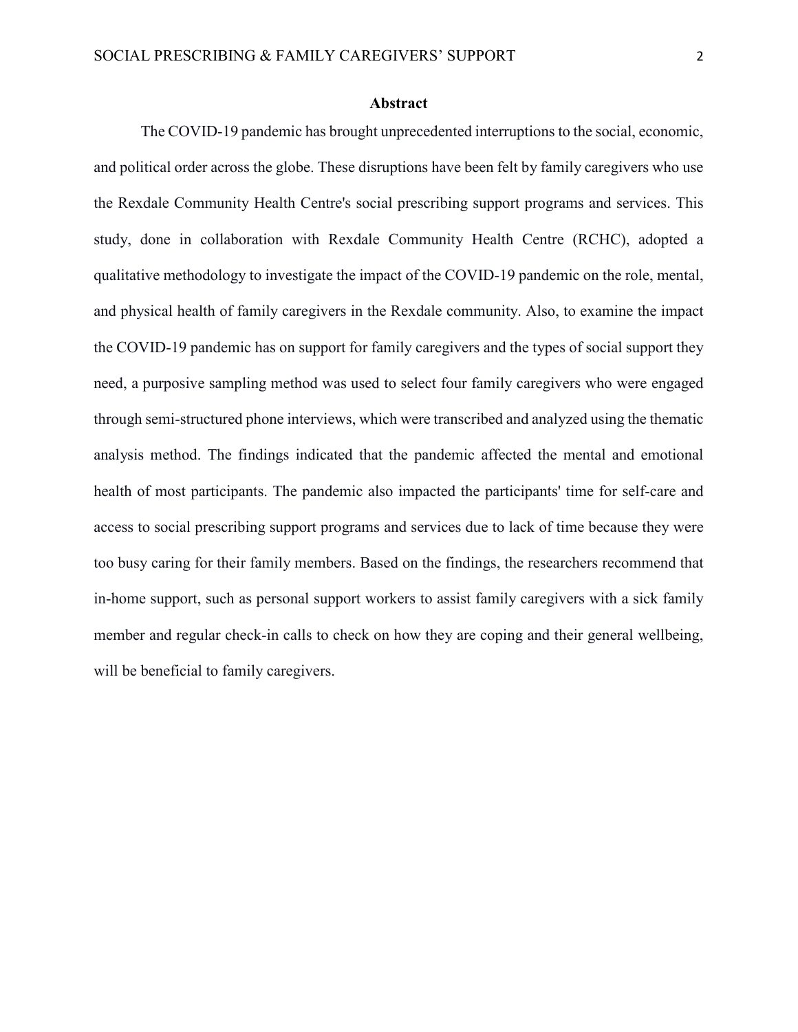## Abstract

The COVID-19 pandemic has brought unprecedented interruptions to the social, economic, and political order across the globe. These disruptions have been felt by family caregivers who use the Rexdale Community Health Centre's social prescribing support programs and services. This study, done in collaboration with Rexdale Community Health Centre (RCHC), adopted a qualitative methodology to investigate the impact of the COVID-19 pandemic on the role, mental, and physical health of family caregivers in the Rexdale community. Also, to examine the impact the COVID-19 pandemic has on support for family caregivers and the types of social support they need, a purposive sampling method was used to select four family caregivers who were engaged through semi-structured phone interviews, which were transcribed and analyzed using the thematic analysis method. The findings indicated that the pandemic affected the mental and emotional health of most participants. The pandemic also impacted the participants' time for self-care and access to social prescribing support programs and services due to lack of time because they were too busy caring for their family members. Based on the findings, the researchers recommend that in-home support, such as personal support workers to assist family caregivers with a sick family member and regular check-in calls to check on how they are coping and their general wellbeing, will be beneficial to family caregivers.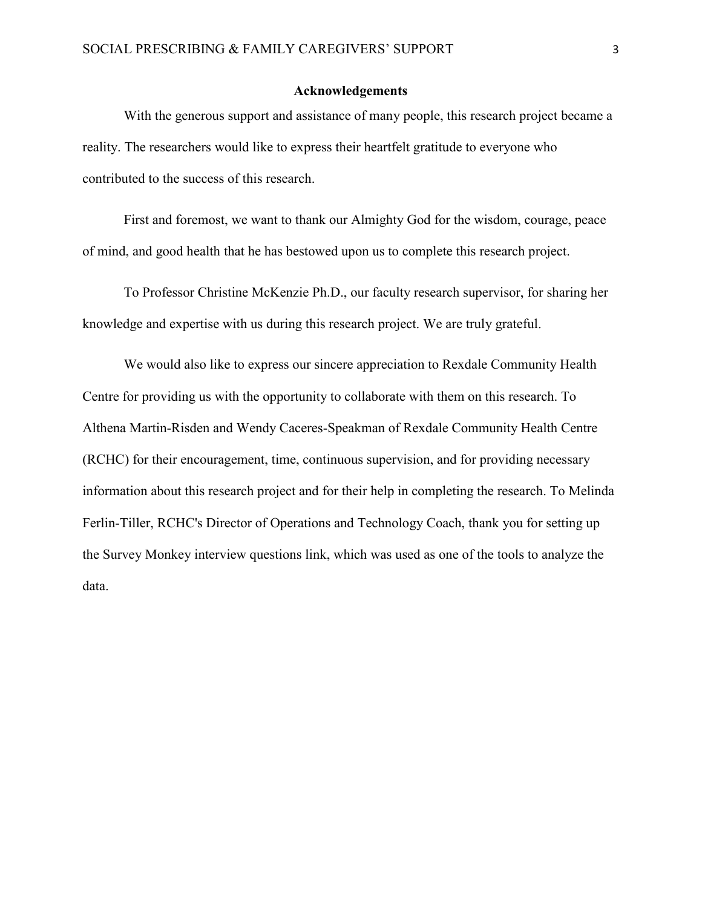## Acknowledgements

With the generous support and assistance of many people, this research project became a reality. The researchers would like to express their heartfelt gratitude to everyone who contributed to the success of this research.

First and foremost, we want to thank our Almighty God for the wisdom, courage, peace of mind, and good health that he has bestowed upon us to complete this research project.

To Professor Christine McKenzie Ph.D., our faculty research supervisor, for sharing her knowledge and expertise with us during this research project. We are truly grateful.

We would also like to express our sincere appreciation to Rexdale Community Health Centre for providing us with the opportunity to collaborate with them on this research. To Althena Martin-Risden and Wendy Caceres-Speakman of Rexdale Community Health Centre (RCHC) for their encouragement, time, continuous supervision, and for providing necessary information about this research project and for their help in completing the research. To Melinda Ferlin-Tiller, RCHC's Director of Operations and Technology Coach, thank you for setting up the Survey Monkey interview questions link, which was used as one of the tools to analyze the data.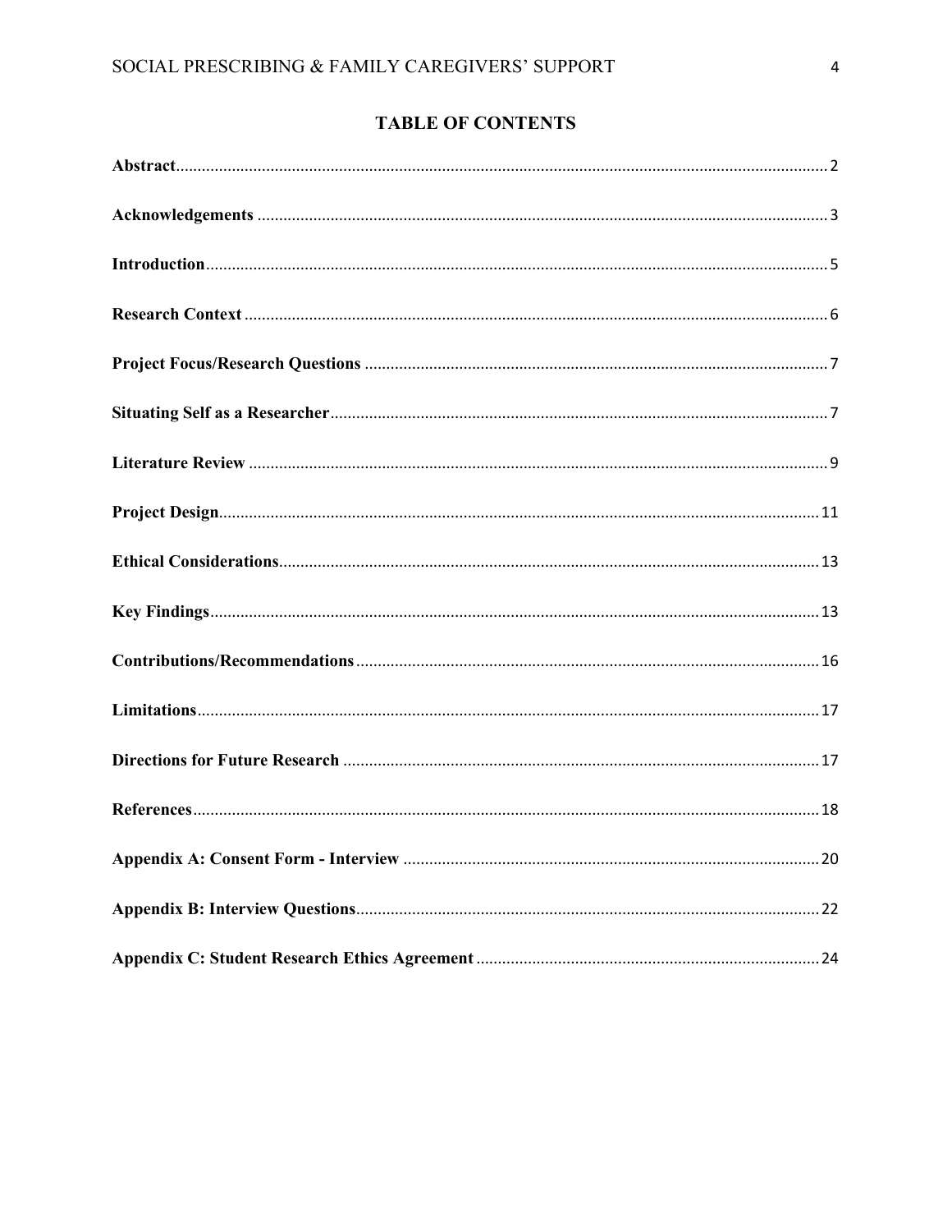# TABLE OF CONTENTS

**Abstract**........................................................................................................................................ 2

**Acknowledgements** ..................................................................................................................... 3

**Introduction**................................................................................................................................. 5

**Research Context** ........................................................................................................................ 6

**Project Focus/Research Questions** ............................................................................................ 7

**Situating Self as a Researcher**.................................................................................................... 7

**Literature Review** ....................................................................................................................... 9

**Project Design**............................................................................................................................ 11

**Ethical Considerations**.............................................................................................................. 13

**Key Findings**.............................................................................................................................. 13

**Contributions/Recommendations**............................................................................................ 16

**Limitations**................................................................................................................................. 17

**Directions for Future Research** ............................................................................................... 17

**References**.................................................................................................................................. 18

**Appendix A: Consent Form - Interview** ................................................................................. 20

**Appendix B: Interview Questions**............................................................................................ 22

**Appendix C: Student Research Ethics Agreement** ................................................................ 24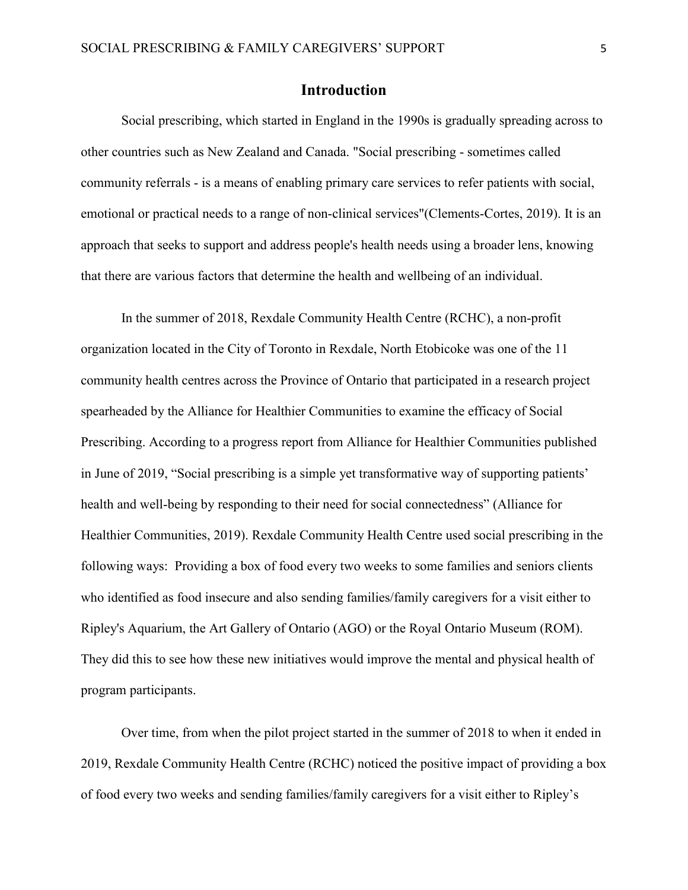# Introduction

Social prescribing, which started in England in the 1990s is gradually spreading across to other countries such as New Zealand and Canada. "Social prescribing - sometimes called community referrals - is a means of enabling primary care services to refer patients with social, emotional or practical needs to a range of non-clinical services"(Clements-Cortes, 2019). It is an approach that seeks to support and address people's health needs using a broader lens, knowing that there are various factors that determine the health and wellbeing of an individual.

In the summer of 2018, Rexdale Community Health Centre (RCHC), a non-profit organization located in the City of Toronto in Rexdale, North Etobicoke was one of the 11 community health centres across the Province of Ontario that participated in a research project spearheaded by the Alliance for Healthier Communities to examine the efficacy of Social Prescribing. According to a progress report from Alliance for Healthier Communities published in June of 2019, "Social prescribing is a simple yet transformative way of supporting patients' health and well-being by responding to their need for social connectedness" (Alliance for Healthier Communities, 2019). Rexdale Community Health Centre used social prescribing in the following ways: Providing a box of food every two weeks to some families and seniors clients who identified as food insecure and also sending families/family caregivers for a visit either to Ripley's Aquarium, the Art Gallery of Ontario (AGO) or the Royal Ontario Museum (ROM). They did this to see how these new initiatives would improve the mental and physical health of program participants.

Over time, from when the pilot project started in the summer of 2018 to when it ended in 2019, Rexdale Community Health Centre (RCHC) noticed the positive impact of providing a box of food every two weeks and sending families/family caregivers for a visit either to Ripley's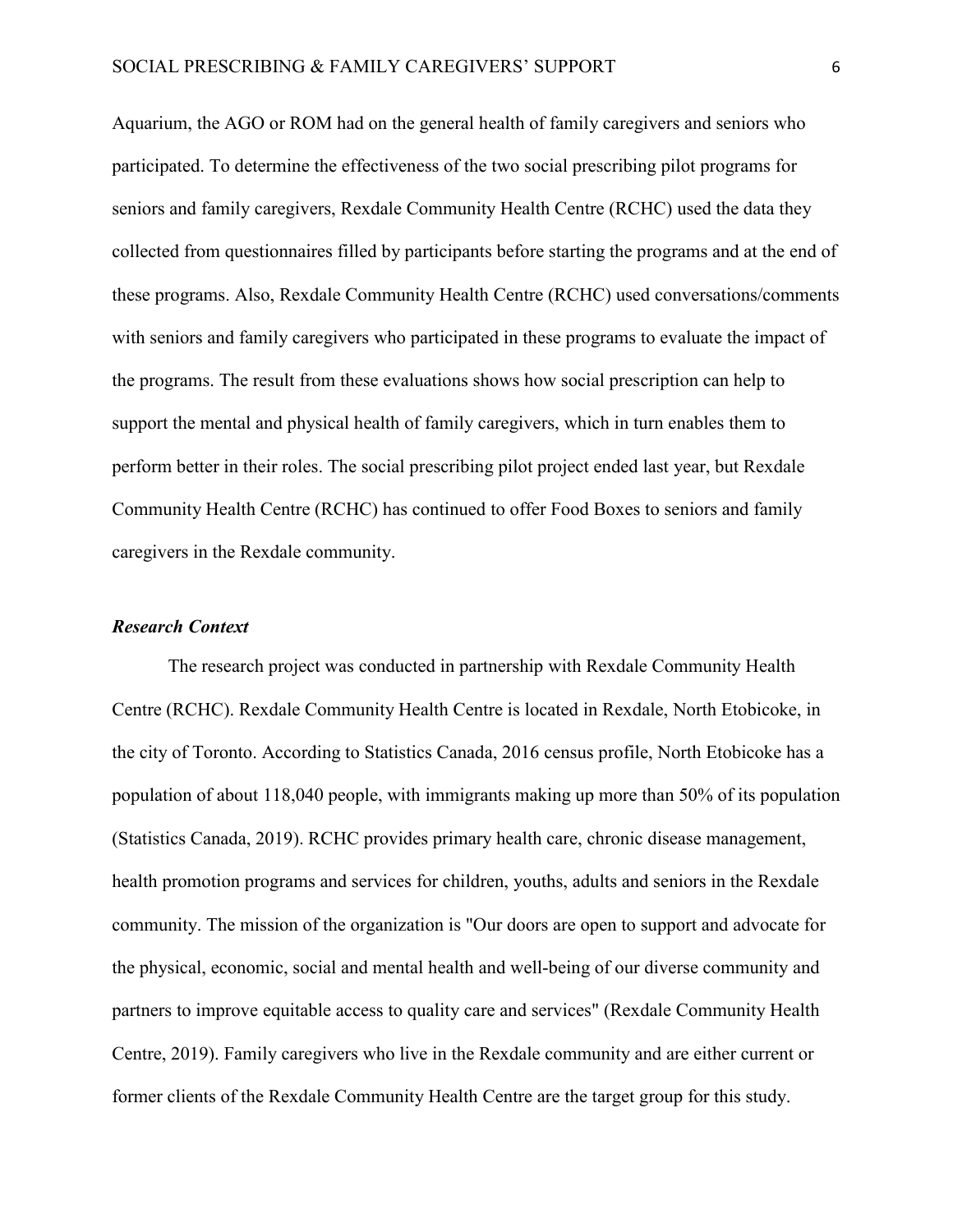Aquarium, the AGO or ROM had on the general health of family caregivers and seniors who participated. To determine the effectiveness of the two social prescribing pilot programs for seniors and family caregivers, Rexdale Community Health Centre (RCHC) used the data they collected from questionnaires filled by participants before starting the programs and at the end of these programs. Also, Rexdale Community Health Centre (RCHC) used conversations/comments with seniors and family caregivers who participated in these programs to evaluate the impact of the programs. The result from these evaluations shows how social prescription can help to support the mental and physical health of family caregivers, which in turn enables them to perform better in their roles. The social prescribing pilot project ended last year, but Rexdale Community Health Centre (RCHC) has continued to offer Food Boxes to seniors and family caregivers in the Rexdale community.

### *Research Context*

The research project was conducted in partnership with Rexdale Community Health Centre (RCHC). Rexdale Community Health Centre is located in Rexdale, North Etobicoke, in the city of Toronto. According to Statistics Canada, 2016 census profile, North Etobicoke has a population of about 118,040 people, with immigrants making up more than 50% of its population (Statistics Canada, 2019). RCHC provides primary health care, chronic disease management, health promotion programs and services for children, youths, adults and seniors in the Rexdale community. The mission of the organization is "Our doors are open to support and advocate for the physical, economic, social and mental health and well-being of our diverse community and partners to improve equitable access to quality care and services" (Rexdale Community Health Centre, 2019). Family caregivers who live in the Rexdale community and are either current or former clients of the Rexdale Community Health Centre are the target group for this study.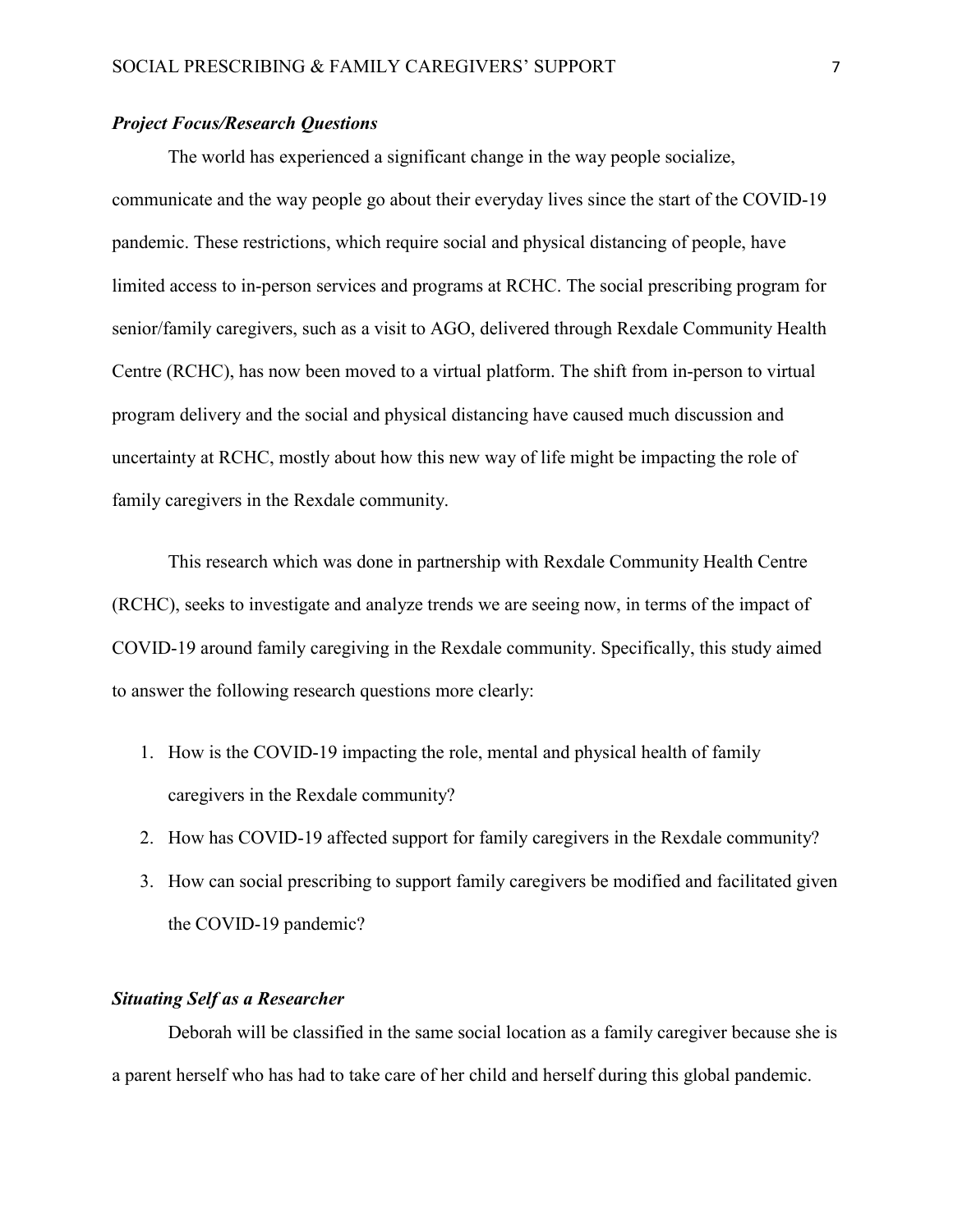### ***Project Focus/Research Questions***

The world has experienced a significant change in the way people socialize, communicate and the way people go about their everyday lives since the start of the COVID-19 pandemic. These restrictions, which require social and physical distancing of people, have limited access to in-person services and programs at RCHC. The social prescribing program for senior/family caregivers, such as a visit to AGO, delivered through Rexdale Community Health Centre (RCHC), has now been moved to a virtual platform. The shift from in-person to virtual program delivery and the social and physical distancing have caused much discussion and uncertainty at RCHC, mostly about how this new way of life might be impacting the role of family caregivers in the Rexdale community.

This research which was done in partnership with Rexdale Community Health Centre (RCHC), seeks to investigate and analyze trends we are seeing now, in terms of the impact of COVID-19 around family caregiving in the Rexdale community. Specifically, this study aimed to answer the following research questions more clearly:

1. How is the COVID-19 impacting the role, mental and physical health of family caregivers in the Rexdale community?
2. How has COVID-19 affected support for family caregivers in the Rexdale community?
3. How can social prescribing to support family caregivers be modified and facilitated given the COVID-19 pandemic?

### ***Situating Self as a Researcher***

Deborah will be classified in the same social location as a family caregiver because she is a parent herself who has had to take care of her child and herself during this global pandemic.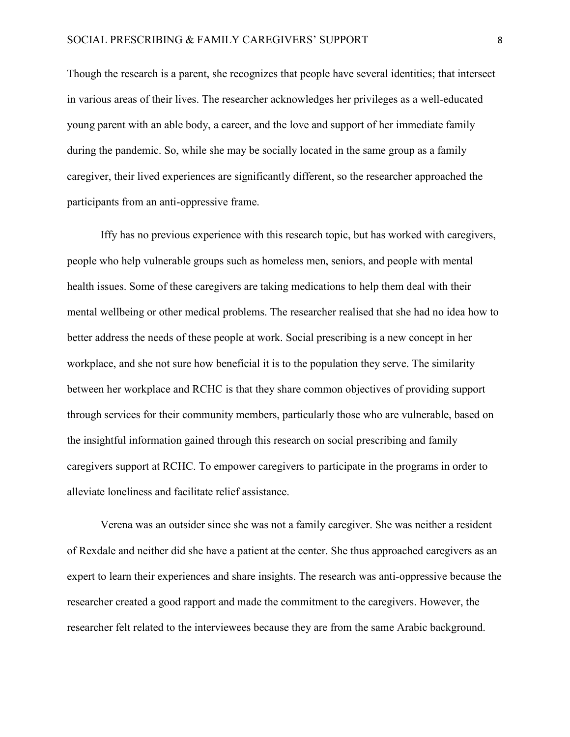Though the research is a parent, she recognizes that people have several identities; that intersect in various areas of their lives. The researcher acknowledges her privileges as a well-educated young parent with an able body, a career, and the love and support of her immediate family during the pandemic. So, while she may be socially located in the same group as a family caregiver, their lived experiences are significantly different, so the researcher approached the participants from an anti-oppressive frame.

Iffy has no previous experience with this research topic, but has worked with caregivers, people who help vulnerable groups such as homeless men, seniors, and people with mental health issues. Some of these caregivers are taking medications to help them deal with their mental wellbeing or other medical problems. The researcher realised that she had no idea how to better address the needs of these people at work. Social prescribing is a new concept in her workplace, and she not sure how beneficial it is to the population they serve. The similarity between her workplace and RCHC is that they share common objectives of providing support through services for their community members, particularly those who are vulnerable, based on the insightful information gained through this research on social prescribing and family caregivers support at RCHC. To empower caregivers to participate in the programs in order to alleviate loneliness and facilitate relief assistance.

Verena was an outsider since she was not a family caregiver. She was neither a resident of Rexdale and neither did she have a patient at the center. She thus approached caregivers as an expert to learn their experiences and share insights. The research was anti-oppressive because the researcher created a good rapport and made the commitment to the caregivers. However, the researcher felt related to the interviewees because they are from the same Arabic background.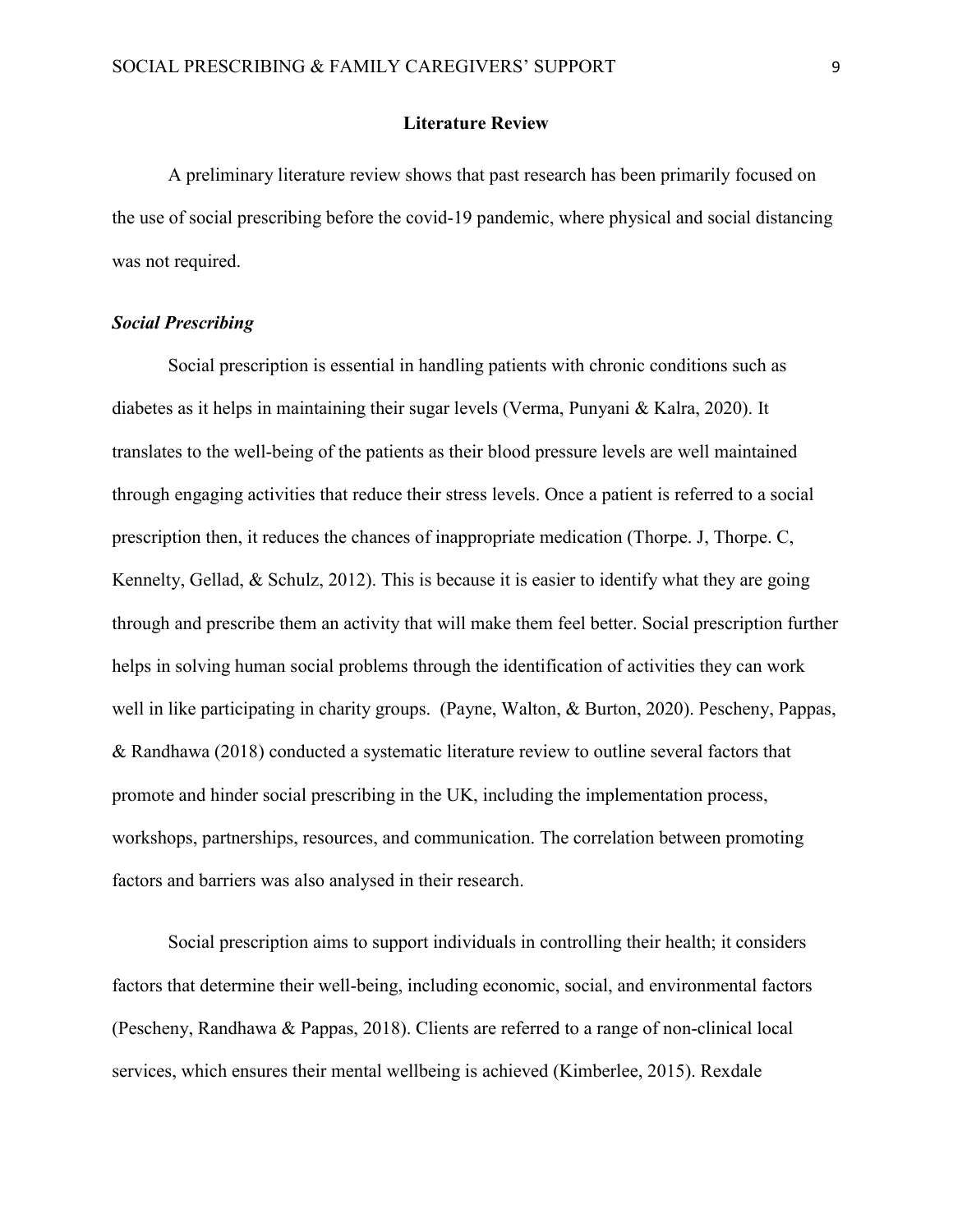## Literature Review

A preliminary literature review shows that past research has been primarily focused on the use of social prescribing before the covid-19 pandemic, where physical and social distancing was not required.

### *Social Prescribing*

Social prescription is essential in handling patients with chronic conditions such as diabetes as it helps in maintaining their sugar levels (Verma, Punyani & Kalra, 2020). It translates to the well-being of the patients as their blood pressure levels are well maintained through engaging activities that reduce their stress levels. Once a patient is referred to a social prescription then, it reduces the chances of inappropriate medication (Thorpe. J, Thorpe. C, Kennelty, Gellad, & Schulz, 2012). This is because it is easier to identify what they are going through and prescribe them an activity that will make them feel better. Social prescription further helps in solving human social problems through the identification of activities they can work well in like participating in charity groups. (Payne, Walton, & Burton, 2020). Pescheny, Pappas, & Randhawa (2018) conducted a systematic literature review to outline several factors that promote and hinder social prescribing in the UK, including the implementation process, workshops, partnerships, resources, and communication. The correlation between promoting factors and barriers was also analysed in their research.

Social prescription aims to support individuals in controlling their health; it considers factors that determine their well-being, including economic, social, and environmental factors (Pescheny, Randhawa & Pappas, 2018). Clients are referred to a range of non-clinical local services, which ensures their mental wellbeing is achieved (Kimberlee, 2015). Rexdale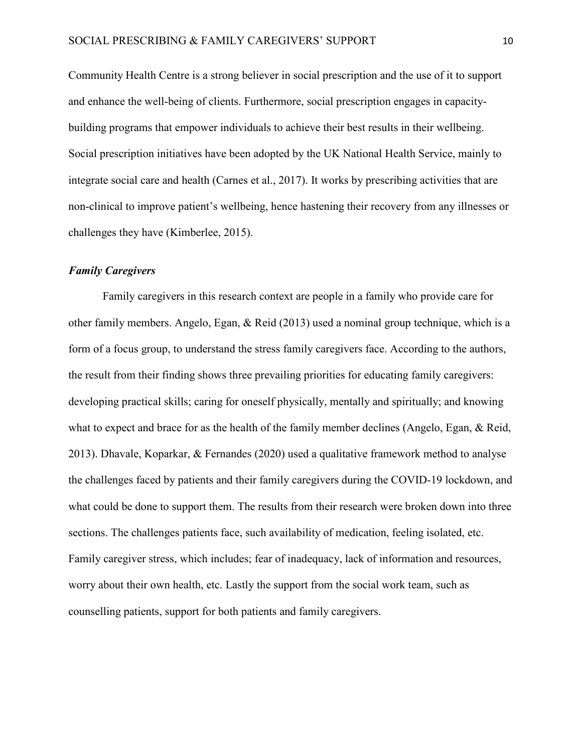Community Health Centre is a strong believer in social prescription and the use of it to support and enhance the well-being of clients. Furthermore, social prescription engages in capacity-building programs that empower individuals to achieve their best results in their wellbeing. Social prescription initiatives have been adopted by the UK National Health Service, mainly to integrate social care and health (Carnes et al., 2017). It works by prescribing activities that are non-clinical to improve patient's wellbeing, hence hastening their recovery from any illnesses or challenges they have (Kimberlee, 2015).

### *Family Caregivers*

Family caregivers in this research context are people in a family who provide care for other family members. Angelo, Egan, & Reid (2013) used a nominal group technique, which is a form of a focus group, to understand the stress family caregivers face. According to the authors, the result from their finding shows three prevailing priorities for educating family caregivers: developing practical skills; caring for oneself physically, mentally and spiritually; and knowing what to expect and brace for as the health of the family member declines (Angelo, Egan, & Reid, 2013). Dhavale, Koparkar, & Fernandes (2020) used a qualitative framework method to analyse the challenges faced by patients and their family caregivers during the COVID-19 lockdown, and what could be done to support them. The results from their research were broken down into three sections. The challenges patients face, such availability of medication, feeling isolated, etc. Family caregiver stress, which includes; fear of inadequacy, lack of information and resources, worry about their own health, etc. Lastly the support from the social work team, such as counselling patients, support for both patients and family caregivers.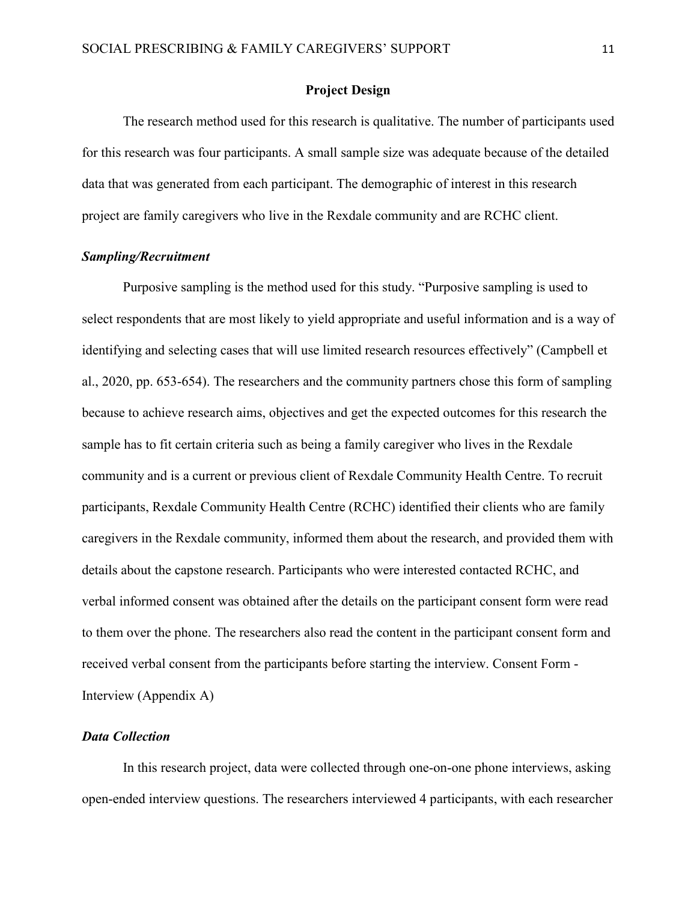## Project Design

The research method used for this research is qualitative. The number of participants used for this research was four participants. A small sample size was adequate because of the detailed data that was generated from each participant. The demographic of interest in this research project are family caregivers who live in the Rexdale community and are RCHC client.

### *Sampling/Recruitment*

Purposive sampling is the method used for this study. "Purposive sampling is used to select respondents that are most likely to yield appropriate and useful information and is a way of identifying and selecting cases that will use limited research resources effectively" (Campbell et al., 2020, pp. 653-654). The researchers and the community partners chose this form of sampling because to achieve research aims, objectives and get the expected outcomes for this research the sample has to fit certain criteria such as being a family caregiver who lives in the Rexdale community and is a current or previous client of Rexdale Community Health Centre. To recruit participants, Rexdale Community Health Centre (RCHC) identified their clients who are family caregivers in the Rexdale community, informed them about the research, and provided them with details about the capstone research. Participants who were interested contacted RCHC, and verbal informed consent was obtained after the details on the participant consent form were read to them over the phone. The researchers also read the content in the participant consent form and received verbal consent from the participants before starting the interview. Consent Form - Interview (Appendix A)

### *Data Collection*

In this research project, data were collected through one-on-one phone interviews, asking open-ended interview questions. The researchers interviewed 4 participants, with each researcher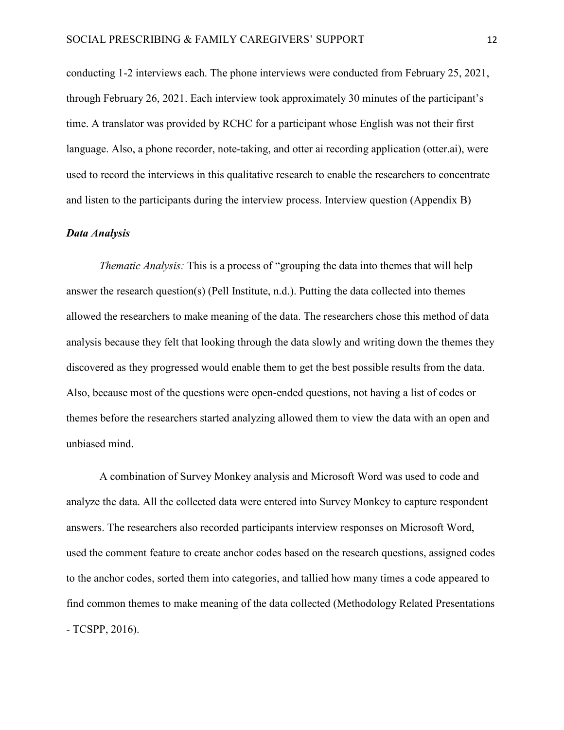conducting 1-2 interviews each. The phone interviews were conducted from February 25, 2021, through February 26, 2021. Each interview took approximately 30 minutes of the participant's time. A translator was provided by RCHC for a participant whose English was not their first language. Also, a phone recorder, note-taking, and otter ai recording application (otter.ai), were used to record the interviews in this qualitative research to enable the researchers to concentrate and listen to the participants during the interview process. Interview question (Appendix B)

### *Data Analysis*

*Thematic Analysis:* This is a process of "grouping the data into themes that will help answer the research question(s) (Pell Institute, n.d.). Putting the data collected into themes allowed the researchers to make meaning of the data. The researchers chose this method of data analysis because they felt that looking through the data slowly and writing down the themes they discovered as they progressed would enable them to get the best possible results from the data. Also, because most of the questions were open-ended questions, not having a list of codes or themes before the researchers started analyzing allowed them to view the data with an open and unbiased mind.

A combination of Survey Monkey analysis and Microsoft Word was used to code and analyze the data. All the collected data were entered into Survey Monkey to capture respondent answers. The researchers also recorded participants interview responses on Microsoft Word, used the comment feature to create anchor codes based on the research questions, assigned codes to the anchor codes, sorted them into categories, and tallied how many times a code appeared to find common themes to make meaning of the data collected (Methodology Related Presentations - TCSPP, 2016).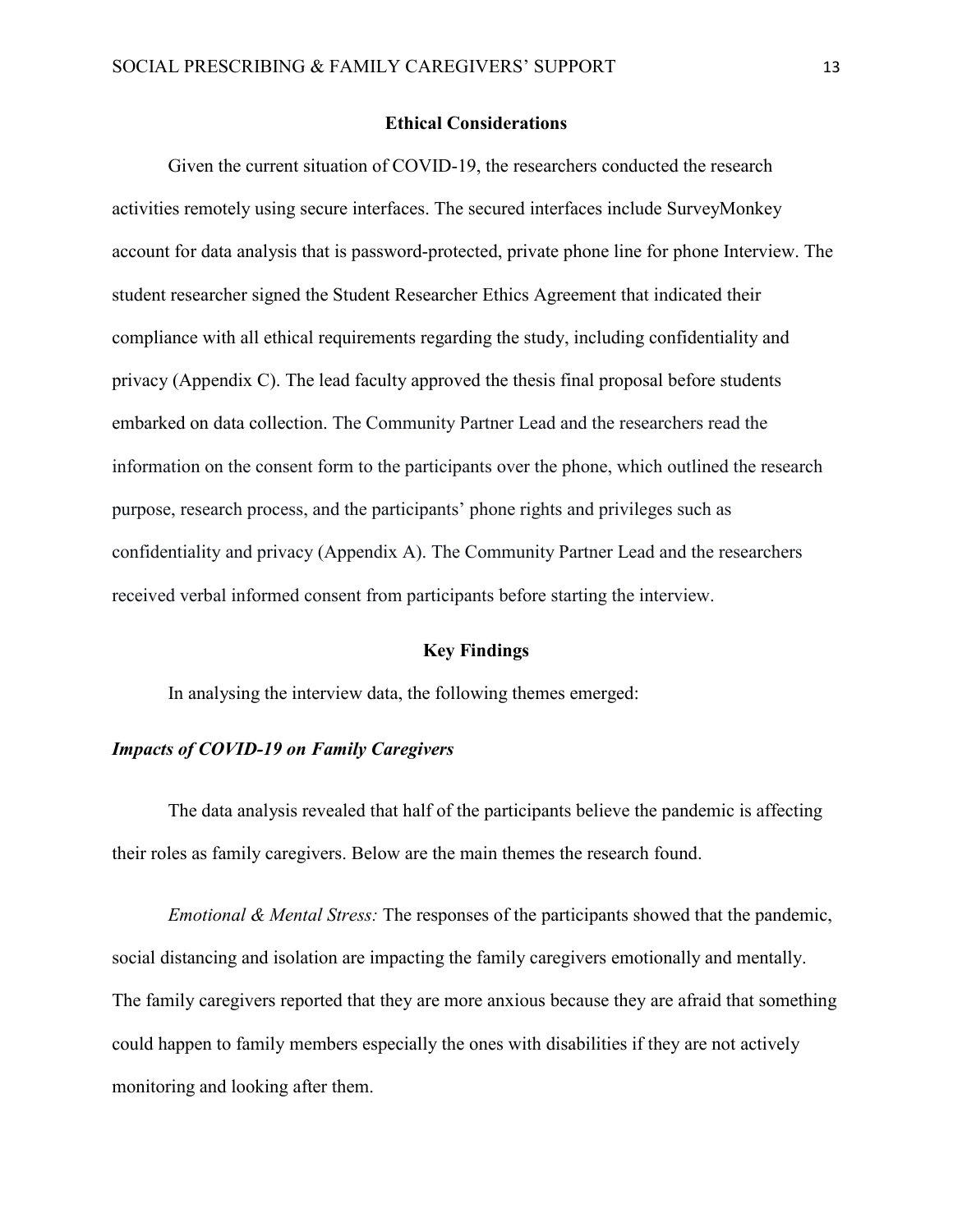## Ethical Considerations

Given the current situation of COVID-19, the researchers conducted the research activities remotely using secure interfaces. The secured interfaces include SurveyMonkey account for data analysis that is password-protected, private phone line for phone Interview. The student researcher signed the Student Researcher Ethics Agreement that indicated their compliance with all ethical requirements regarding the study, including confidentiality and privacy (Appendix C). The lead faculty approved the thesis final proposal before students embarked on data collection. The Community Partner Lead and the researchers read the information on the consent form to the participants over the phone, which outlined the research purpose, research process, and the participants' phone rights and privileges such as confidentiality and privacy (Appendix A). The Community Partner Lead and the researchers received verbal informed consent from participants before starting the interview.

## Key Findings

In analysing the interview data, the following themes emerged:

### *Impacts of COVID-19 on Family Caregivers*

The data analysis revealed that half of the participants believe the pandemic is affecting their roles as family caregivers. Below are the main themes the research found.

*Emotional & Mental Stress:* The responses of the participants showed that the pandemic, social distancing and isolation are impacting the family caregivers emotionally and mentally. The family caregivers reported that they are more anxious because they are afraid that something could happen to family members especially the ones with disabilities if they are not actively monitoring and looking after them.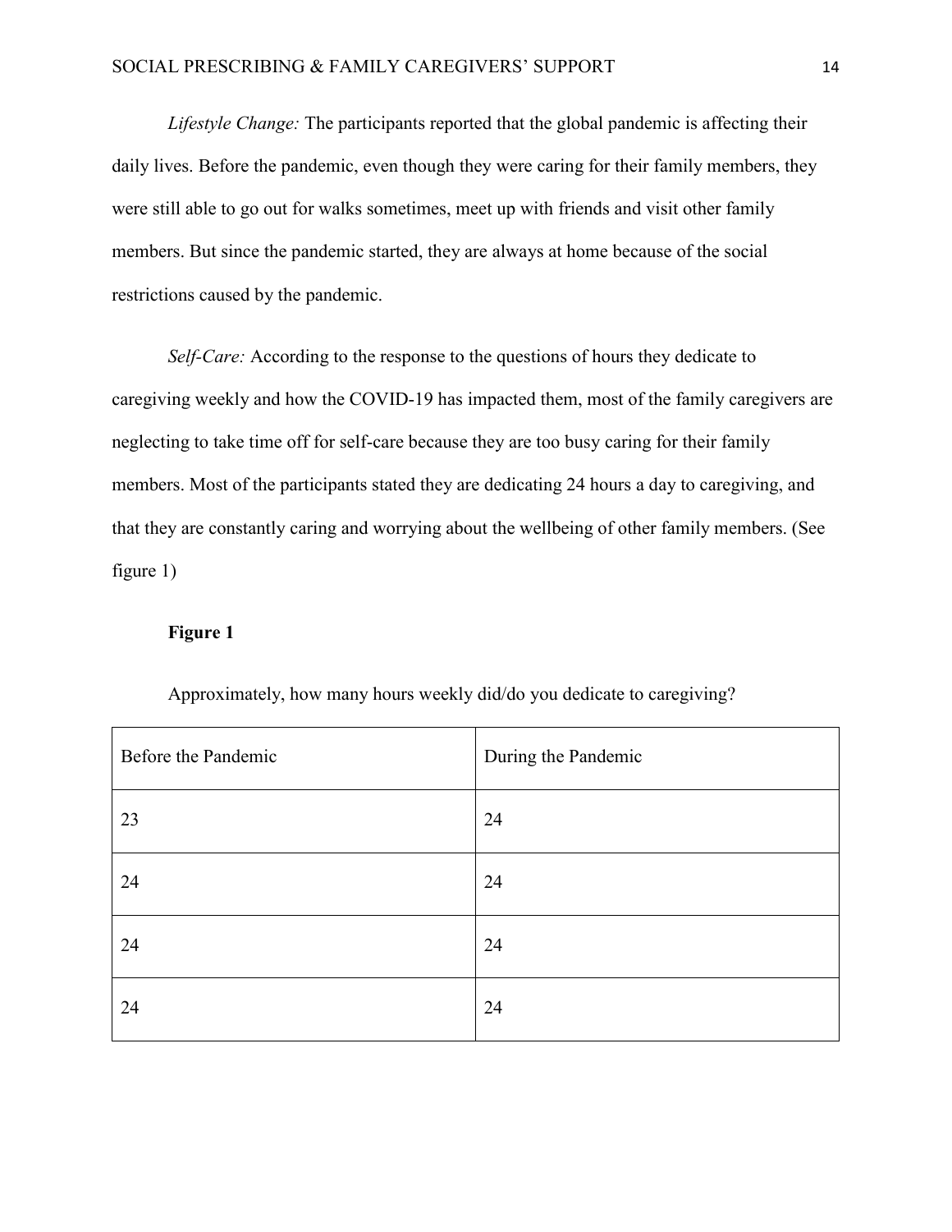*Lifestyle Change:* The participants reported that the global pandemic is affecting their daily lives. Before the pandemic, even though they were caring for their family members, they were still able to go out for walks sometimes, meet up with friends and visit other family members. But since the pandemic started, they are always at home because of the social restrictions caused by the pandemic.

*Self-Care:* According to the response to the questions of hours they dedicate to caregiving weekly and how the COVID-19 has impacted them, most of the family caregivers are neglecting to take time off for self-care because they are too busy caring for their family members. Most of the participants stated they are dedicating 24 hours a day to caregiving, and that they are constantly caring and worrying about the wellbeing of other family members. (See figure 1)

**Figure 1**

Approximately, how many hours weekly did/do you dedicate to caregiving?

| Before the Pandemic | During the Pandemic |
|---|---|
| 23 | 24 |
| 24 | 24 |
| 24 | 24 |
| 24 | 24 |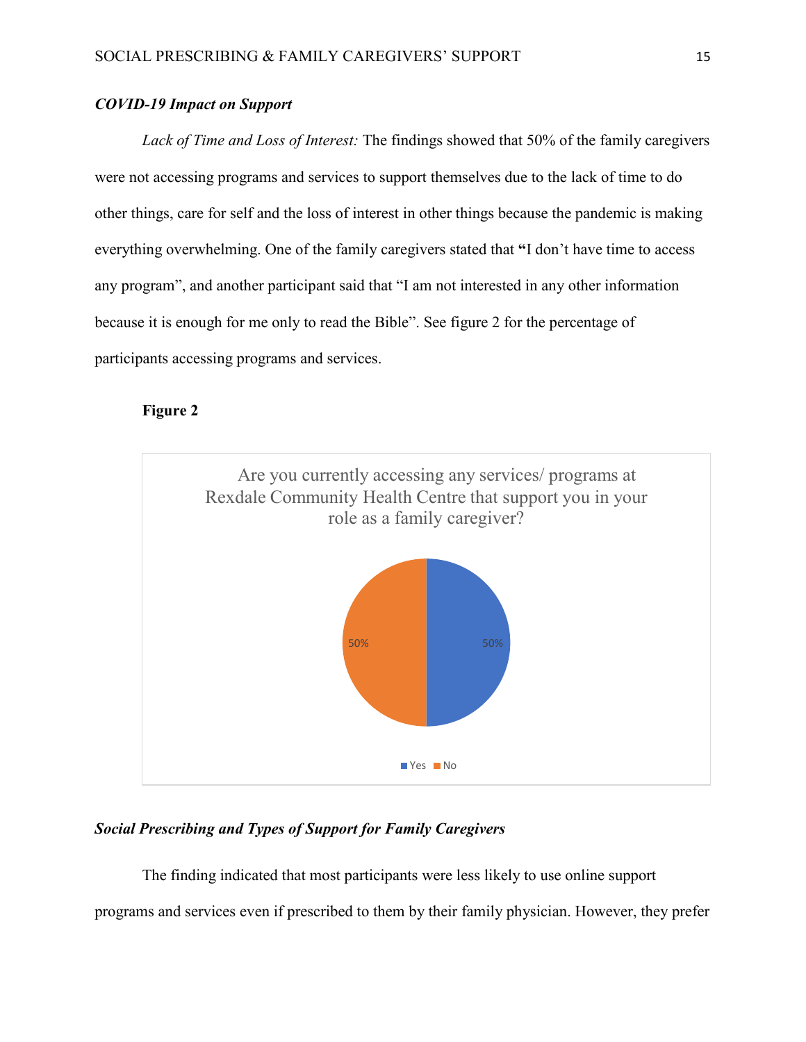### ***COVID-19 Impact on Support***

*Lack of Time and Loss of Interest:* The findings showed that 50% of the family caregivers were not accessing programs and services to support themselves due to the lack of time to do other things, care for self and the loss of interest in other things because the pandemic is making everything overwhelming. One of the family caregivers stated that **"**I don't have time to access any program", and another participant said that "I am not interested in any other information because it is enough for me only to read the Bible". See figure 2 for the percentage of participants accessing programs and services.

**Figure 2**

Are you currently accessing any services/ programs at Rexdale Community Health Centre that support you in your role as a family caregiver?

| Response | Percentage |
| --- | --- |
| Yes | 50% |
| No | 50% |

### ***Social Prescribing and Types of Support for Family Caregivers***

The finding indicated that most participants were less likely to use online support programs and services even if prescribed to them by their family physician. However, they prefer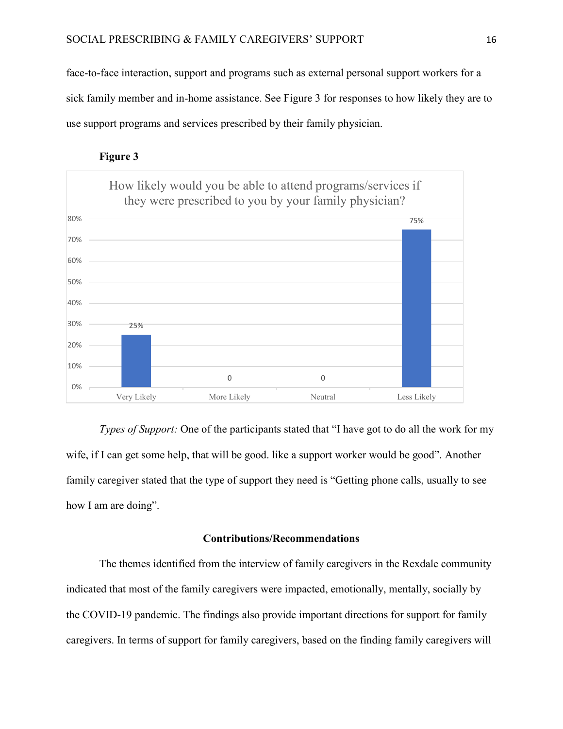face-to-face interaction, support and programs such as external personal support workers for a sick family member and in-home assistance. See Figure 3 for responses to how likely they are to use support programs and services prescribed by their family physician.

**Figure 3**

How likely would you be able to attend programs/services if they were prescribed to you by your family physician?

| Very Likely | More Likely | Neutral | Less Likely |
|---|---|---|---|
| 25% | 0 | 0 | 75% |

*Types of Support:* One of the participants stated that "I have got to do all the work for my wife, if I can get some help, that will be good. like a support worker would be good". Another family caregiver stated that the type of support they need is "Getting phone calls, usually to see how I am are doing".

## Contributions/Recommendations

The themes identified from the interview of family caregivers in the Rexdale community indicated that most of the family caregivers were impacted, emotionally, mentally, socially by the COVID-19 pandemic. The findings also provide important directions for support for family caregivers. In terms of support for family caregivers, based on the finding family caregivers will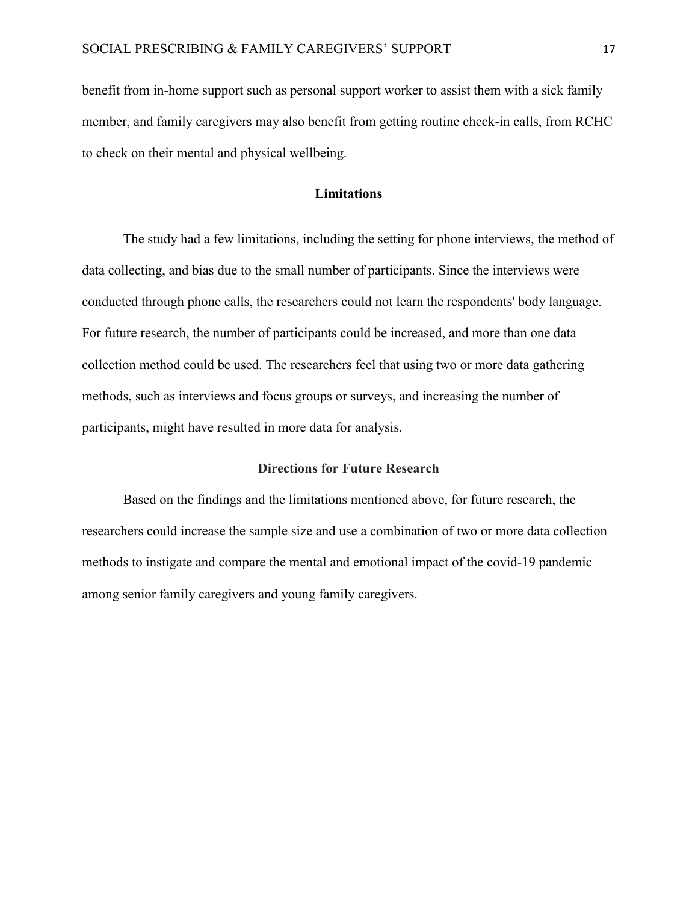benefit from in-home support such as personal support worker to assist them with a sick family member, and family caregivers may also benefit from getting routine check-in calls, from RCHC to check on their mental and physical wellbeing.

## Limitations

The study had a few limitations, including the setting for phone interviews, the method of data collecting, and bias due to the small number of participants. Since the interviews were conducted through phone calls, the researchers could not learn the respondents' body language. For future research, the number of participants could be increased, and more than one data collection method could be used. The researchers feel that using two or more data gathering methods, such as interviews and focus groups or surveys, and increasing the number of participants, might have resulted in more data for analysis.

## Directions for Future Research

Based on the findings and the limitations mentioned above, for future research, the researchers could increase the sample size and use a combination of two or more data collection methods to instigate and compare the mental and emotional impact of the covid-19 pandemic among senior family caregivers and young family caregivers.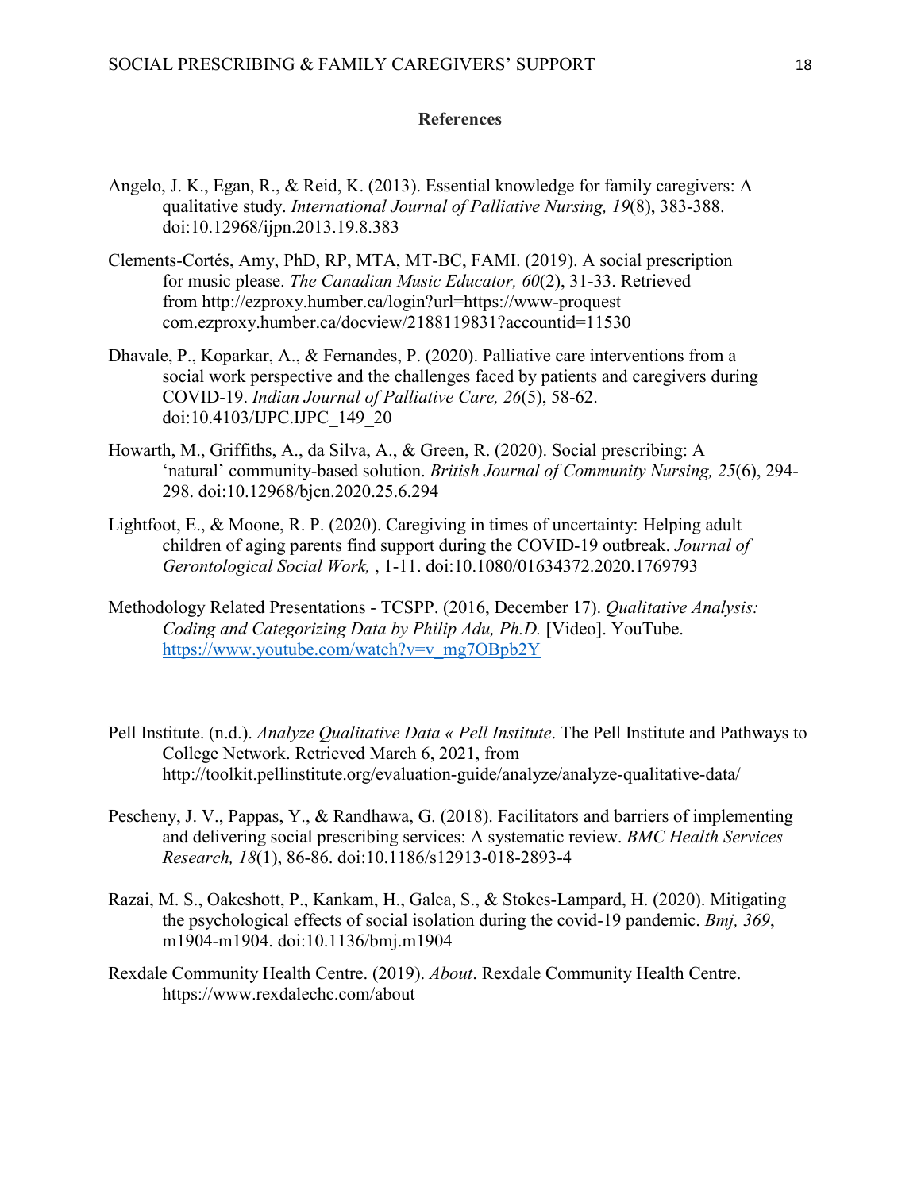# References

Angelo, J. K., Egan, R., & Reid, K. (2013). Essential knowledge for family caregivers: A qualitative study. *International Journal of Palliative Nursing, 19*(8), 383-388. doi:10.12968/ijpn.2013.19.8.383

Clements-Cortés, Amy, PhD, RP, MTA, MT-BC, FAMI. (2019). A social prescription for music please. *The Canadian Music Educator, 60*(2), 31-33. Retrieved from http://ezproxy.humber.ca/login?url=https://www-proquest com.ezproxy.humber.ca/docview/2188119831?accountid=11530

Dhavale, P., Koparkar, A., & Fernandes, P. (2020). Palliative care interventions from a social work perspective and the challenges faced by patients and caregivers during COVID-19. *Indian Journal of Palliative Care, 26*(5), 58-62. doi:10.4103/IJPC.IJPC_149_20

Howarth, M., Griffiths, A., da Silva, A., & Green, R. (2020). Social prescribing: A 'natural' community-based solution. *British Journal of Community Nursing, 25*(6), 294-298. doi:10.12968/bjcn.2020.25.6.294

Lightfoot, E., & Moone, R. P. (2020). Caregiving in times of uncertainty: Helping adult children of aging parents find support during the COVID-19 outbreak. *Journal of Gerontological Social Work,* , 1-11. doi:10.1080/01634372.2020.1769793

Methodology Related Presentations - TCSPP. (2016, December 17). *Qualitative Analysis: Coding and Categorizing Data by Philip Adu, Ph.D.* [Video]. YouTube. https://www.youtube.com/watch?v=v_mg7OBpb2Y

Pell Institute. (n.d.). *Analyze Qualitative Data « Pell Institute*. The Pell Institute and Pathways to College Network. Retrieved March 6, 2021, from http://toolkit.pellinstitute.org/evaluation-guide/analyze/analyze-qualitative-data/

Pescheny, J. V., Pappas, Y., & Randhawa, G. (2018). Facilitators and barriers of implementing and delivering social prescribing services: A systematic review. *BMC Health Services Research, 18*(1), 86-86. doi:10.1186/s12913-018-2893-4

Razai, M. S., Oakeshott, P., Kankam, H., Galea, S., & Stokes-Lampard, H. (2020). Mitigating the psychological effects of social isolation during the covid-19 pandemic. *Bmj, 369*, m1904-m1904. doi:10.1136/bmj.m1904

Rexdale Community Health Centre. (2019). *About*. Rexdale Community Health Centre. https://www.rexdalechc.com/about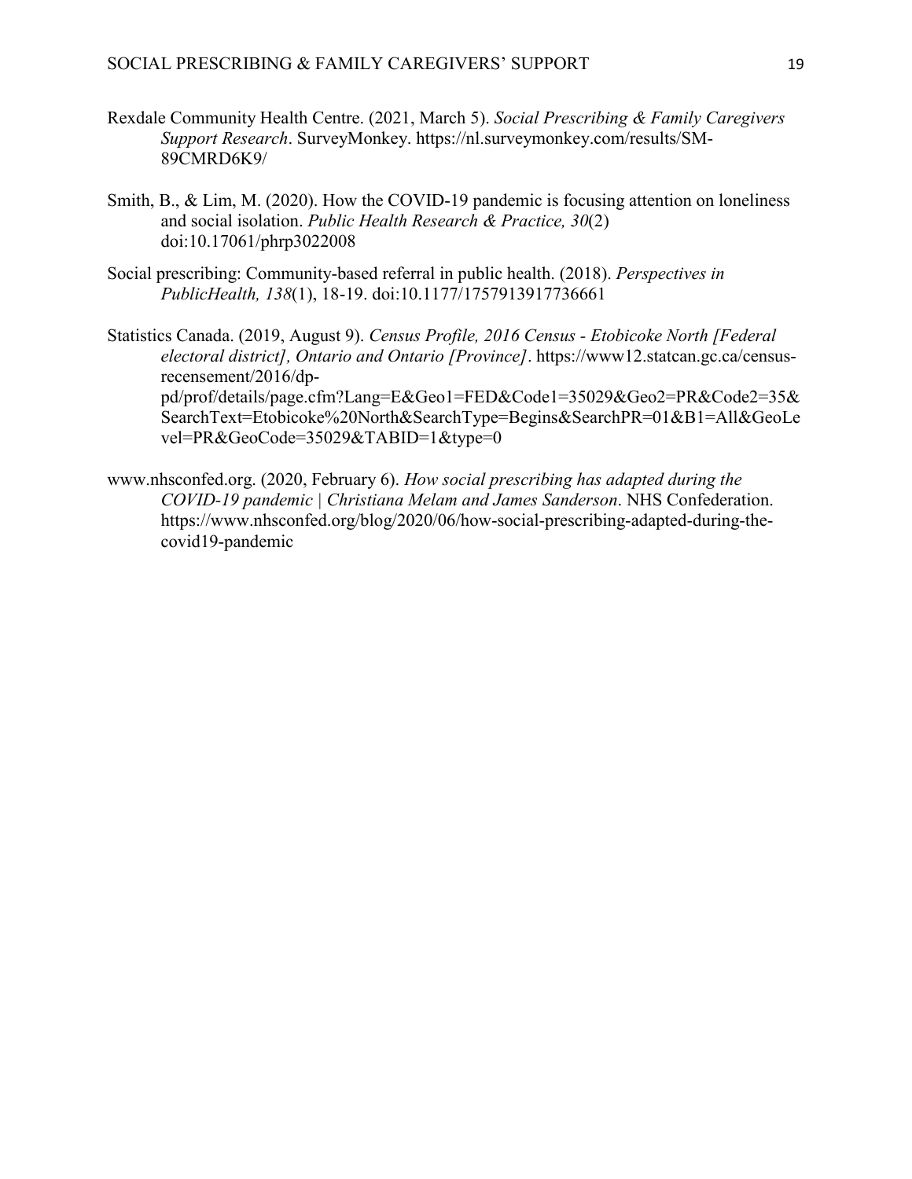Rexdale Community Health Centre. (2021, March 5). *Social Prescribing & Family Caregivers Support Research*. SurveyMonkey. https://nl.surveymonkey.com/results/SM-89CMRD6K9/

Smith, B., & Lim, M. (2020). How the COVID-19 pandemic is focusing attention on loneliness and social isolation. *Public Health Research & Practice, 30*(2) doi:10.17061/phrp3022008

Social prescribing: Community-based referral in public health. (2018). *Perspectives in PublicHealth, 138*(1), 18-19. doi:10.1177/1757913917736661

Statistics Canada. (2019, August 9). *Census Profile, 2016 Census - Etobicoke North [Federal electoral district], Ontario and Ontario [Province]*. https://www12.statcan.gc.ca/census-recensement/2016/dp-pd/prof/details/page.cfm?Lang=E&Geo1=FED&Code1=35029&Geo2=PR&Code2=35&SearchText=Etobicoke%20North&SearchType=Begins&SearchPR=01&B1=All&GeoLevel=PR&GeoCode=35029&TABID=1&type=0

www.nhsconfed.org. (2020, February 6). *How social prescribing has adapted during the COVID-19 pandemic | Christiana Melam and James Sanderson*. NHS Confederation. https://www.nhsconfed.org/blog/2020/06/how-social-prescribing-adapted-during-the-covid19-pandemic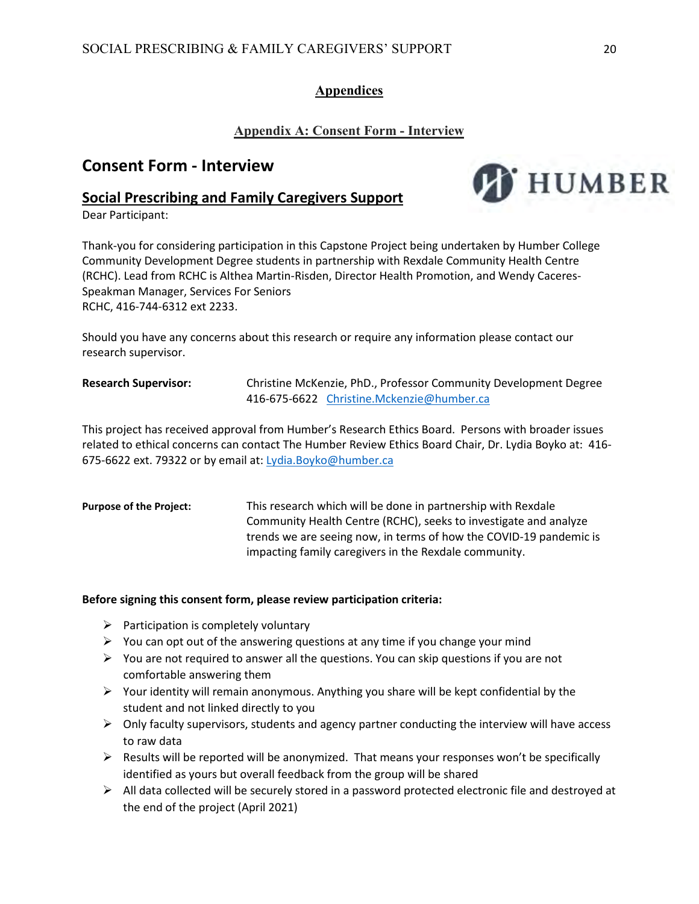## Appendices

### Appendix A: Consent Form - Interview

# Consent Form - Interview

## Social Prescribing and Family Caregivers Support

Dear Participant:

Thank-you for considering participation in this Capstone Project being undertaken by Humber College Community Development Degree students in partnership with Rexdale Community Health Centre (RCHC). Lead from RCHC is Althea Martin-Risden, Director Health Promotion, and Wendy Caceres-Speakman Manager, Services For Seniors
RCHC, 416-744-6312 ext 2233.

Should you have any concerns about this research or require any information please contact our research supervisor.

**Research Supervisor:** Christine McKenzie, PhD., Professor Community Development Degree
416-675-6622 Christine.Mckenzie@humber.ca

This project has received approval from Humber's Research Ethics Board. Persons with broader issues related to ethical concerns can contact The Humber Review Ethics Board Chair, Dr. Lydia Boyko at: 416-675-6622 ext. 79322 or by email at: Lydia.Boyko@humber.ca

**Purpose of the Project:** This research which will be done in partnership with Rexdale Community Health Centre (RCHC), seeks to investigate and analyze trends we are seeing now, in terms of how the COVID-19 pandemic is impacting family caregivers in the Rexdale community.

**Before signing this consent form, please review participation criteria:**

- Participation is completely voluntary
- You can opt out of the answering questions at any time if you change your mind
- You are not required to answer all the questions. You can skip questions if you are not comfortable answering them
- Your identity will remain anonymous. Anything you share will be kept confidential by the student and not linked directly to you
- Only faculty supervisors, students and agency partner conducting the interview will have access to raw data
- Results will be reported will be anonymized. That means your responses won't be specifically identified as yours but overall feedback from the group will be shared
- All data collected will be securely stored in a password protected electronic file and destroyed at the end of the project (April 2021)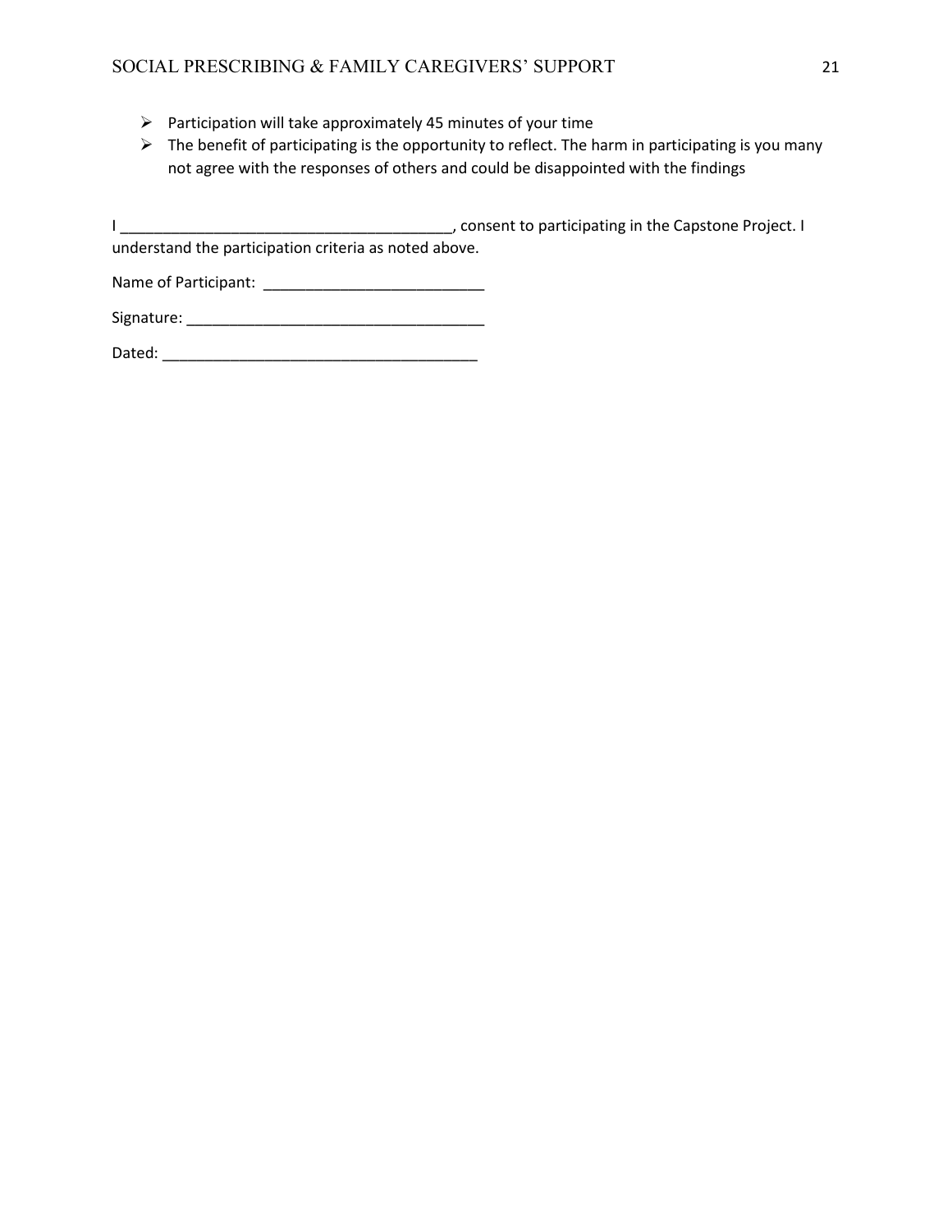- Participation will take approximately 45 minutes of your time
- The benefit of participating is the opportunity to reflect. The harm in participating is you many not agree with the responses of others and could be disappointed with the findings

I _______________________________________, consent to participating in the Capstone Project. I understand the participation criteria as noted above.

Name of Participant: __________________________

Signature: ___________________________________

Dated: ______________________________________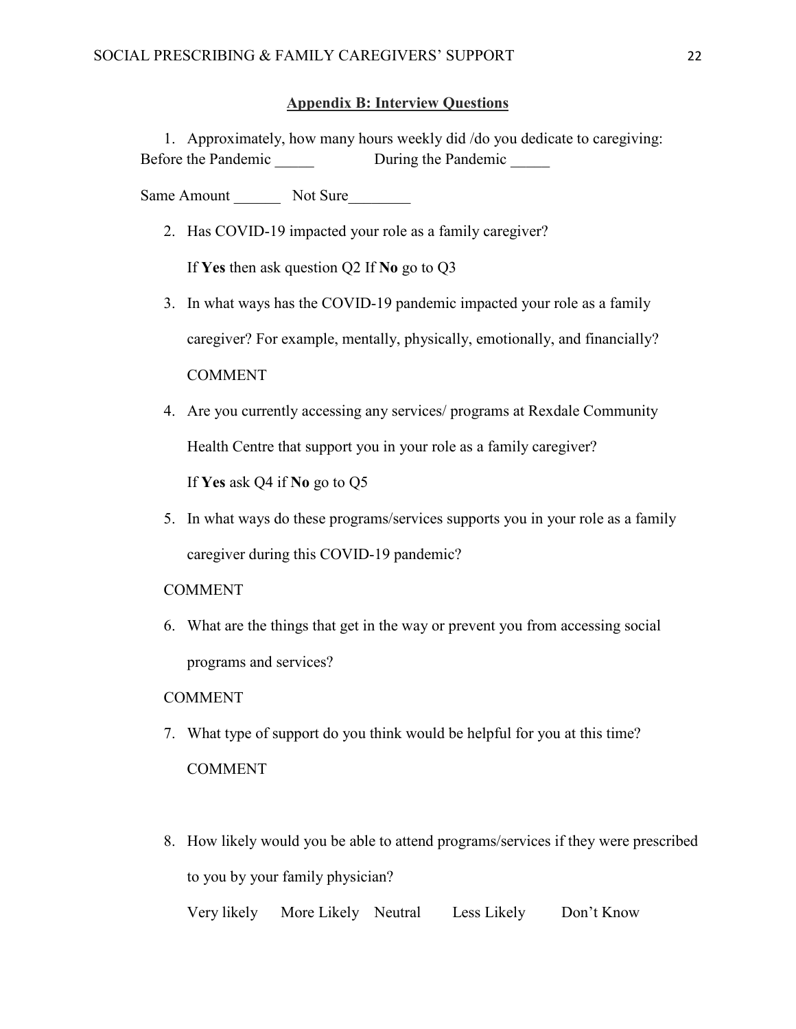## **Appendix B: Interview Questions**

1. Approximately, how many hours weekly did /do you dedicate to caregiving:
Before the Pandemic _____ During the Pandemic _____

Same Amount ______ Not Sure________

2. Has COVID-19 impacted your role as a family caregiver?

   If **Yes** then ask question Q2 If **No** go to Q3

3. In what ways has the COVID-19 pandemic impacted your role as a family caregiver? For example, mentally, physically, emotionally, and financially?

   COMMENT

4. Are you currently accessing any services/ programs at Rexdale Community Health Centre that support you in your role as a family caregiver?

   If **Yes** ask Q4 if **No** go to Q5

5. In what ways do these programs/services supports you in your role as a family caregiver during this COVID-19 pandemic?

   COMMENT

6. What are the things that get in the way or prevent you from accessing social programs and services?

   COMMENT

7. What type of support do you think would be helpful for you at this time?

   COMMENT

8. How likely would you be able to attend programs/services if they were prescribed to you by your family physician?

   Very likely More Likely Neutral Less Likely Don't Know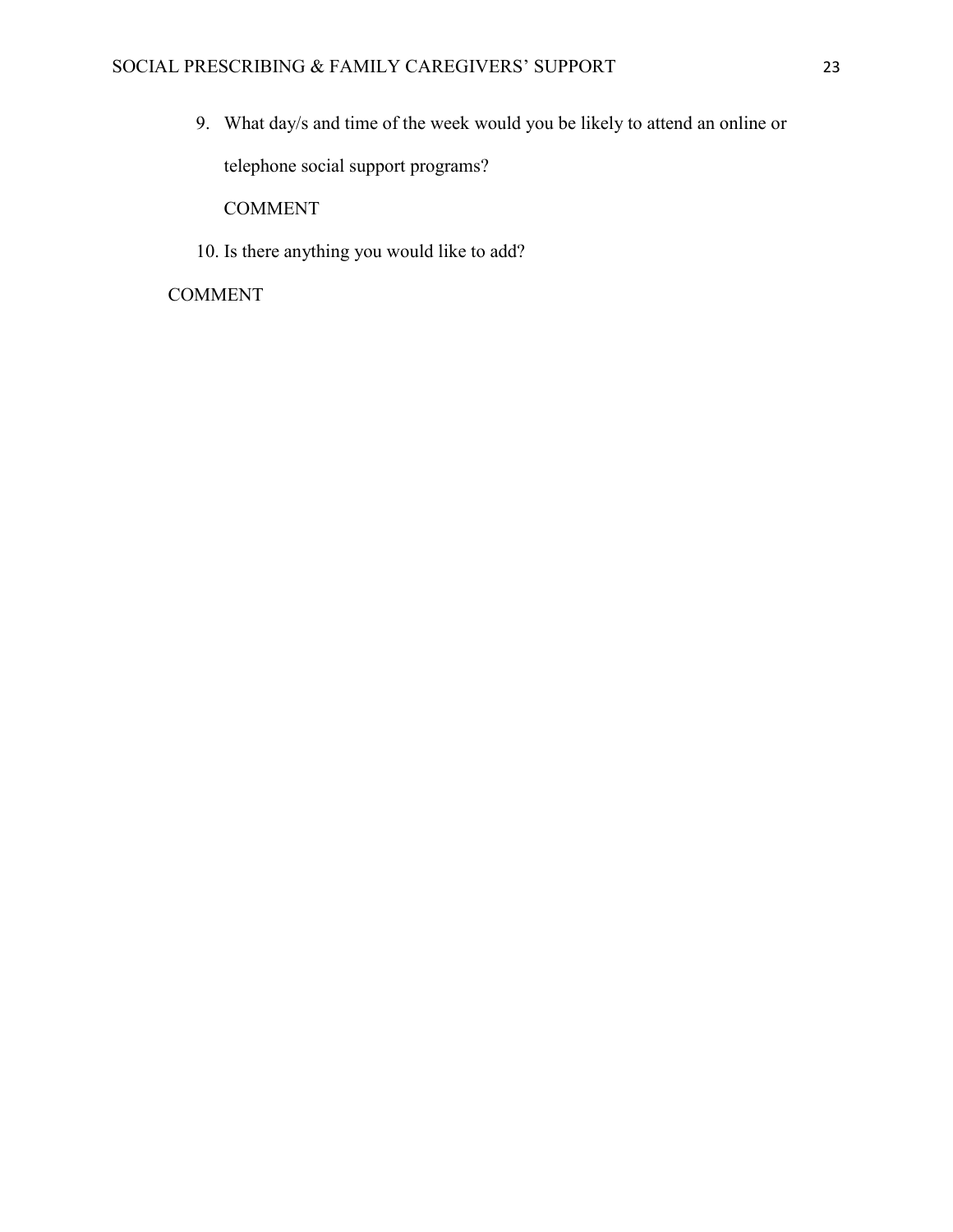9. What day/s and time of the week would you be likely to attend an online or telephone social support programs?

   COMMENT

10. Is there anything you would like to add?

COMMENT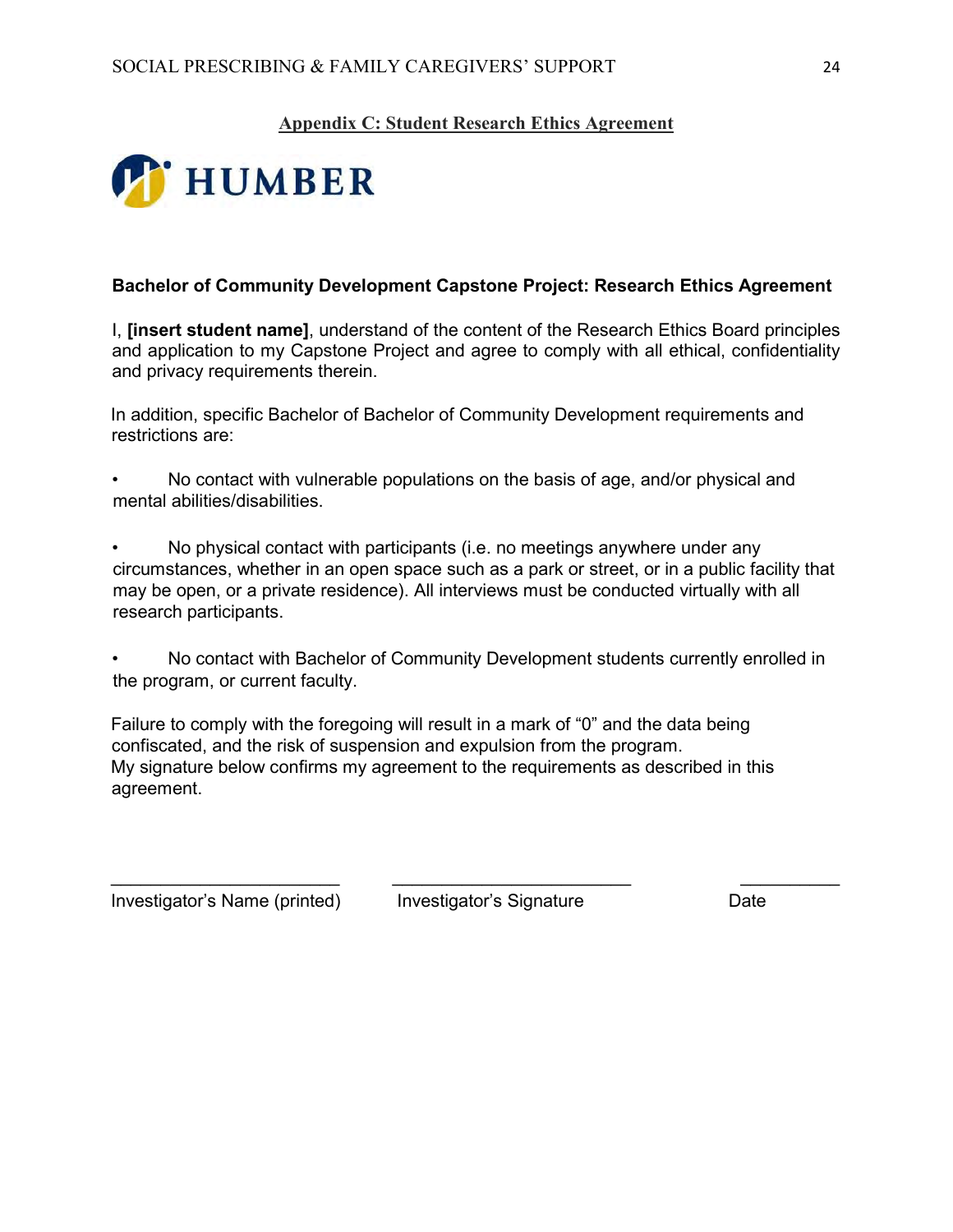## Appendix C: Student Research Ethics Agreement

HUMBER

**Bachelor of Community Development Capstone Project: Research Ethics Agreement**

I, **[insert student name]**, understand of the content of the Research Ethics Board principles and application to my Capstone Project and agree to comply with all ethical, confidentiality and privacy requirements therein.

In addition, specific Bachelor of Bachelor of Community Development requirements and restrictions are:

- No contact with vulnerable populations on the basis of age, and/or physical and mental abilities/disabilities.

- No physical contact with participants (i.e. no meetings anywhere under any circumstances, whether in an open space such as a park or street, or in a public facility that may be open, or a private residence). All interviews must be conducted virtually with all research participants.

- No contact with Bachelor of Community Development students currently enrolled in the program, or current faculty.

Failure to comply with the foregoing will result in a mark of "0" and the data being confiscated, and the risk of suspension and expulsion from the program.
My signature below confirms my agreement to the requirements as described in this agreement.

| | | |
|---|---|---|
| ______________________ | ______________________ | __________ |
| Investigator's Name (printed) | Investigator's Signature | Date |